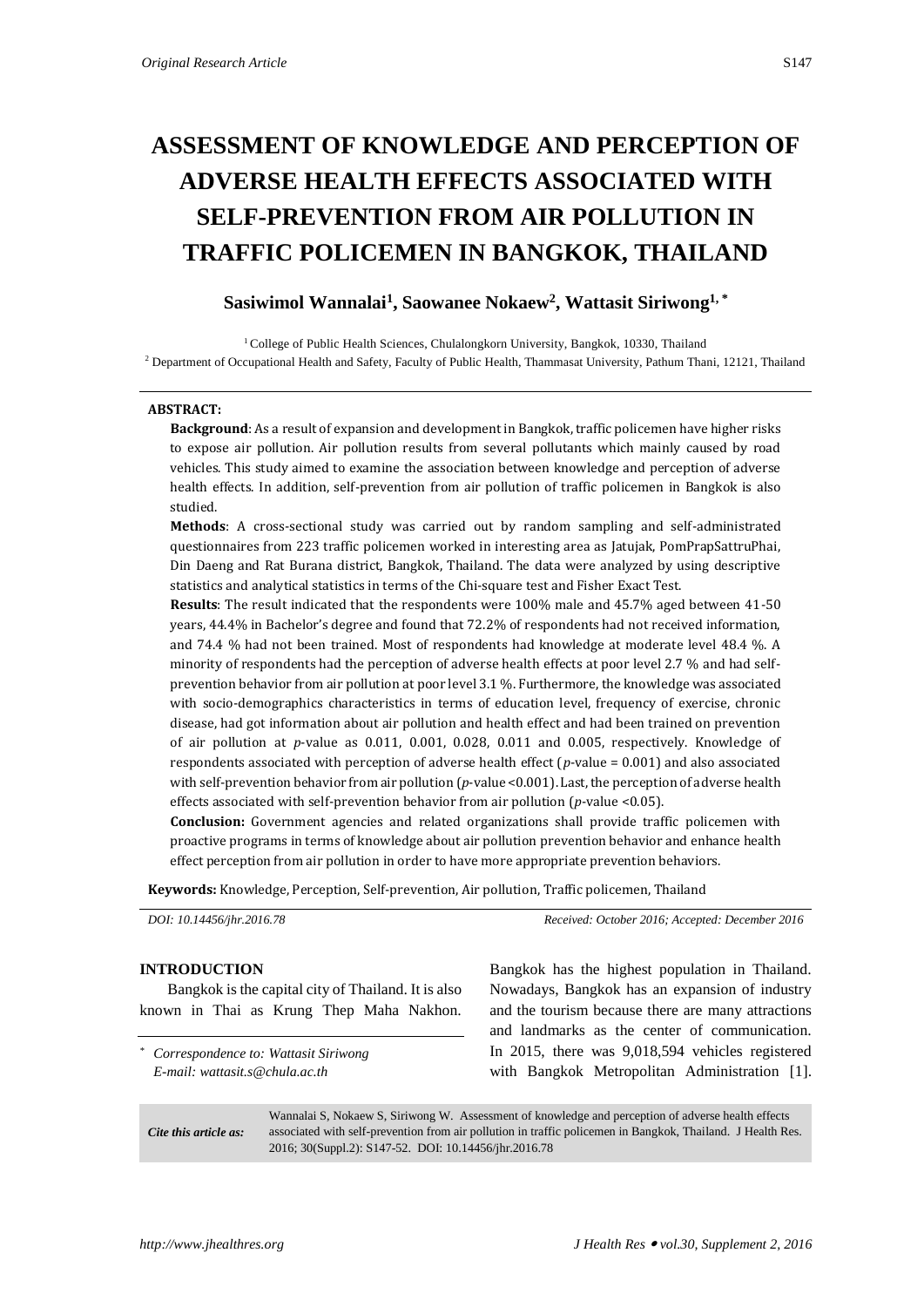# ASSESSMENT OF KNOWLEDGE AND PERCEPTION OF ADVERSE HEALTH EFFECTS ASSOCIATED WITH SELF-PREVENTION FROM AIR POLLUTION IN TRAFFIC POLICEMEN IN BANGKOK, THAILAND

**Sasiwimol Wannalai[1], Saowanee Nokaew[2], Wattasit Siriwong[1,*]**

[1] College of Public Health Sciences, Chulalongkorn University, Bangkok, 10330, Thailand
[2] Department of Occupational Health and Safety, Faculty of Public Health, Thammasat University, Pathum Thani, 12121, Thailand

**ABSTRACT:**

**Background**: As a result of expansion and development in Bangkok, traffic policemen have higher risks to expose air pollution. Air pollution results from several pollutants which mainly caused by road vehicles. This study aimed to examine the association between knowledge and perception of adverse health effects. In addition, self-prevention from air pollution of traffic policemen in Bangkok is also studied.

**Methods**: A cross-sectional study was carried out by random sampling and self-administrated questionnaires from 223 traffic policemen worked in interesting area as Jatujak, PomPrapSattruPhai, Din Daeng and Rat Burana district, Bangkok, Thailand. The data were analyzed by using descriptive statistics and analytical statistics in terms of the Chi-square test and Fisher Exact Test.

**Results**: The result indicated that the respondents were 100% male and 45.7% aged between 41-50 years, 44.4% in Bachelor's degree and found that 72.2% of respondents had not received information, and 74.4 % had not been trained. Most of respondents had knowledge at moderate level 48.4 %. A minority of respondents had the perception of adverse health effects at poor level 2.7 % and had self-prevention behavior from air pollution at poor level 3.1 %. Furthermore, the knowledge was associated with socio-demographics characteristics in terms of education level, frequency of exercise, chronic disease, had got information about air pollution and health effect and had been trained on prevention of air pollution at *p*-value as 0.011, 0.001, 0.028, 0.011 and 0.005, respectively. Knowledge of respondents associated with perception of adverse health effect ($p$-value = 0.001) and also associated with self-prevention behavior from air pollution ($p$-value <0.001). Last, the perception of adverse health effects associated with self-prevention behavior from air pollution ($p$-value <0.05).

**Conclusion:** Government agencies and related organizations shall provide traffic policemen with proactive programs in terms of knowledge about air pollution prevention behavior and enhance health effect perception from air pollution in order to have more appropriate prevention behaviors.

**Keywords:** Knowledge, Perception, Self-prevention, Air pollution, Traffic policemen, Thailand

*DOI: 10.14456/jhr.2016.78* *Received: October 2016; Accepted: December 2016*

## INTRODUCTION

Bangkok is the capital city of Thailand. It is also known in Thai as Krung Thep Maha Nakhon. Bangkok has the highest population in Thailand. Nowadays, Bangkok has an expansion of industry and the tourism because there are many attractions and landmarks as the center of communication. In 2015, there was 9,018,594 vehicles registered with Bangkok Metropolitan Administration [1].

* *Correspondence to: Wattasit Siriwong*
*E-mail: wattasit.s@chula.ac.th*

*Cite this article as:* Wannalai S, Nokaew S, Siriwong W. Assessment of knowledge and perception of adverse health effects associated with self-prevention from air pollution in traffic policemen in Bangkok, Thailand. J Health Res. 2016; 30(Suppl.2): S147-52. DOI: 10.14456/jhr.2016.78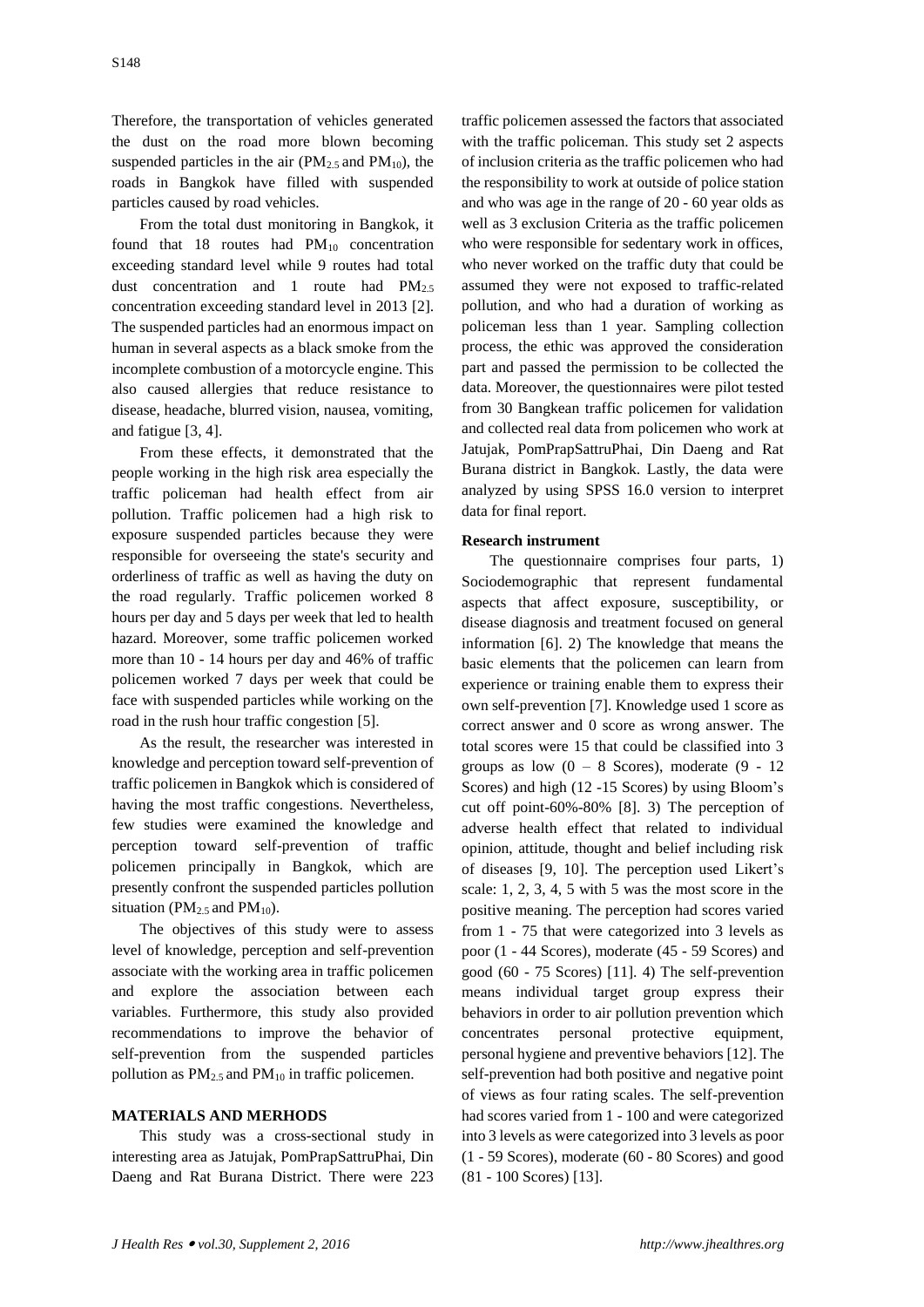Therefore, the transportation of vehicles generated the dust on the road more blown becoming suspended particles in the air ($PM_{2.5}$ and $PM_{10}$), the roads in Bangkok have filled with suspended particles caused by road vehicles.

From the total dust monitoring in Bangkok, it found that 18 routes had $PM_{10}$ concentration exceeding standard level while 9 routes had total dust concentration and 1 route had $PM_{2.5}$ concentration exceeding standard level in 2013 [2]. The suspended particles had an enormous impact on human in several aspects as a black smoke from the incomplete combustion of a motorcycle engine. This also caused allergies that reduce resistance to disease, headache, blurred vision, nausea, vomiting, and fatigue [3, 4].

From these effects, it demonstrated that the people working in the high risk area especially the traffic policeman had health effect from air pollution. Traffic policemen had a high risk to exposure suspended particles because they were responsible for overseeing the state's security and orderliness of traffic as well as having the duty on the road regularly. Traffic policemen worked 8 hours per day and 5 days per week that led to health hazard. Moreover, some traffic policemen worked more than 10 - 14 hours per day and 46% of traffic policemen worked 7 days per week that could be face with suspended particles while working on the road in the rush hour traffic congestion [5].

As the result, the researcher was interested in knowledge and perception toward self-prevention of traffic policemen in Bangkok which is considered of having the most traffic congestions. Nevertheless, few studies were examined the knowledge and perception toward self-prevention of traffic policemen principally in Bangkok, which are presently confront the suspended particles pollution situation ($PM_{2.5}$ and $PM_{10}$).

The objectives of this study were to assess level of knowledge, perception and self-prevention associate with the working area in traffic policemen and explore the association between each variables. Furthermore, this study also provided recommendations to improve the behavior of self-prevention from the suspended particles pollution as $PM_{2.5}$ and $PM_{10}$ in traffic policemen.

## MATERIALS AND MERHODS

This study was a cross-sectional study in interesting area as Jatujak, PomPrapSattruPhai, Din Daeng and Rat Burana District. There were 223 traffic policemen assessed the factors that associated with the traffic policeman. This study set 2 aspects of inclusion criteria as the traffic policemen who had the responsibility to work at outside of police station and who was age in the range of 20 - 60 year olds as well as 3 exclusion Criteria as the traffic policemen who were responsible for sedentary work in offices, who never worked on the traffic duty that could be assumed they were not exposed to traffic-related pollution, and who had a duration of working as policeman less than 1 year. Sampling collection process, the ethic was approved the consideration part and passed the permission to be collected the data. Moreover, the questionnaires were pilot tested from 30 Bangkean traffic policemen for validation and collected real data from policemen who work at Jatujak, PomPrapSattruPhai, Din Daeng and Rat Burana district in Bangkok. Lastly, the data were analyzed by using SPSS 16.0 version to interpret data for final report.

### Research instrument

The questionnaire comprises four parts, 1) Sociodemographic that represent fundamental aspects that affect exposure, susceptibility, or disease diagnosis and treatment focused on general information [6]. 2) The knowledge that means the basic elements that the policemen can learn from experience or training enable them to express their own self-prevention [7]. Knowledge used 1 score as correct answer and 0 score as wrong answer. The total scores were 15 that could be classified into 3 groups as low (0 – 8 Scores), moderate (9 - 12 Scores) and high (12 -15 Scores) by using Bloom's cut off point-60%-80% [8]. 3) The perception of adverse health effect that related to individual opinion, attitude, thought and belief including risk of diseases [9, 10]. The perception used Likert's scale: 1, 2, 3, 4, 5 with 5 was the most score in the positive meaning. The perception had scores varied from 1 - 75 that were categorized into 3 levels as poor (1 - 44 Scores), moderate (45 - 59 Scores) and good (60 - 75 Scores) [11]. 4) The self-prevention means individual target group express their behaviors in order to air pollution prevention which concentrates personal protective equipment, personal hygiene and preventive behaviors [12]. The self-prevention had both positive and negative point of views as four rating scales. The self-prevention had scores varied from 1 - 100 and were categorized into 3 levels as were categorized into 3 levels as poor (1 - 59 Scores), moderate (60 - 80 Scores) and good (81 - 100 Scores) [13].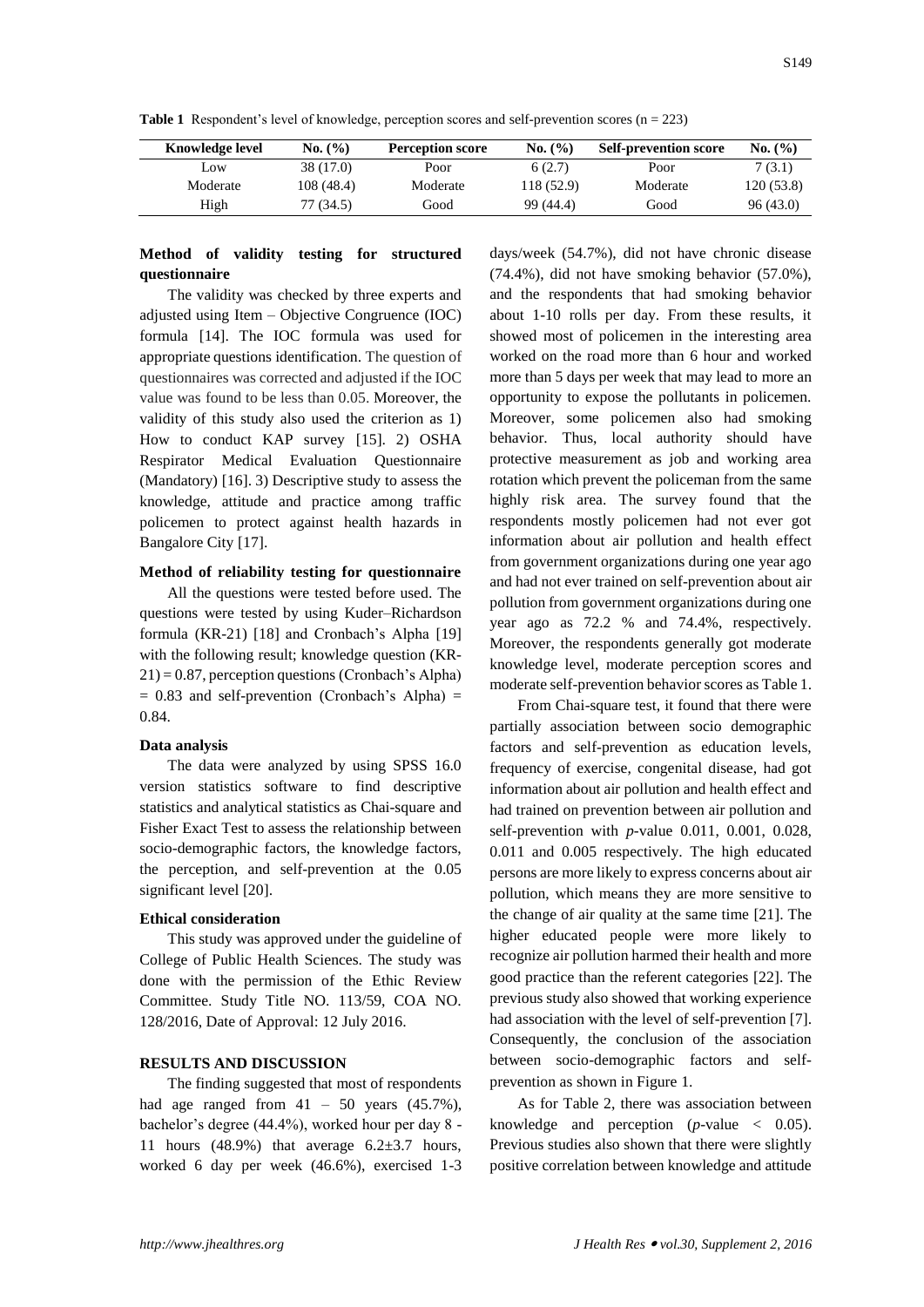**Table 1** Respondent's level of knowledge, perception scores and self-prevention scores (n = 223)

| Knowledge level | No. (%) | Perception score | No. (%) | Self-prevention score | No. (%) |
|---|---|---|---|---|---|
| Low | 38 (17.0) | Poor | 6 (2.7) | Poor | 7 (3.1) |
| Moderate | 108 (48.4) | Moderate | 118 (52.9) | Moderate | 120 (53.8) |
| High | 77 (34.5) | Good | 99 (44.4) | Good | 96 (43.0) |

### Method of validity testing for structured questionnaire

The validity was checked by three experts and adjusted using Item – Objective Congruence (IOC) formula [14]. The IOC formula was used for appropriate questions identification. The question of questionnaires was corrected and adjusted if the IOC value was found to be less than 0.05. Moreover, the validity of this study also used the criterion as 1) How to conduct KAP survey [15]. 2) OSHA Respirator Medical Evaluation Questionnaire (Mandatory) [16]. 3) Descriptive study to assess the knowledge, attitude and practice among traffic policemen to protect against health hazards in Bangalore City [17].

### Method of reliability testing for questionnaire

All the questions were tested before used. The questions were tested by using Kuder–Richardson formula (KR-21) [18] and Cronbach's Alpha [19] with the following result; knowledge question (KR-21) = 0.87, perception questions (Cronbach's Alpha) = 0.83 and self-prevention (Cronbach's Alpha) = 0.84.

### Data analysis

The data were analyzed by using SPSS 16.0 version statistics software to find descriptive statistics and analytical statistics as Chai-square and Fisher Exact Test to assess the relationship between socio-demographic factors, the knowledge factors, the perception, and self-prevention at the 0.05 significant level [20].

### Ethical consideration

This study was approved under the guideline of College of Public Health Sciences. The study was done with the permission of the Ethic Review Committee. Study Title NO. 113/59, COA NO. 128/2016, Date of Approval: 12 July 2016.

## RESULTS AND DISCUSSION

The finding suggested that most of respondents had age ranged from 41 – 50 years (45.7%), bachelor's degree (44.4%), worked hour per day 8 - 11 hours (48.9%) that average 6.2±3.7 hours, worked 6 day per week (46.6%), exercised 1-3 days/week (54.7%), did not have chronic disease (74.4%), did not have smoking behavior (57.0%), and the respondents that had smoking behavior about 1-10 rolls per day. From these results, it showed most of policemen in the interesting area worked on the road more than 6 hour and worked more than 5 days per week that may lead to more an opportunity to expose the pollutants in policemen. Moreover, some policemen also had smoking behavior. Thus, local authority should have protective measurement as job and working area rotation which prevent the policeman from the same highly risk area. The survey found that the respondents mostly policemen had not ever got information about air pollution and health effect from government organizations during one year ago and had not ever trained on self-prevention about air pollution from government organizations during one year ago as 72.2 % and 74.4%, respectively. Moreover, the respondents generally got moderate knowledge level, moderate perception scores and moderate self-prevention behavior scores as Table 1.

From Chai-square test, it found that there were partially association between socio demographic factors and self-prevention as education levels, frequency of exercise, congenital disease, had got information about air pollution and health effect and had trained on prevention between air pollution and self-prevention with *p*-value 0.011, 0.001, 0.028, 0.011 and 0.005 respectively. The high educated persons are more likely to express concerns about air pollution, which means they are more sensitive to the change of air quality at the same time [21]. The higher educated people were more likely to recognize air pollution harmed their health and more good practice than the referent categories [22]. The previous study also showed that working experience had association with the level of self-prevention [7]. Consequently, the conclusion of the association between socio-demographic factors and self-prevention as shown in Figure 1.

As for Table 2, there was association between knowledge and perception (*p*-value $< 0.05$). Previous studies also shown that there were slightly positive correlation between knowledge and attitude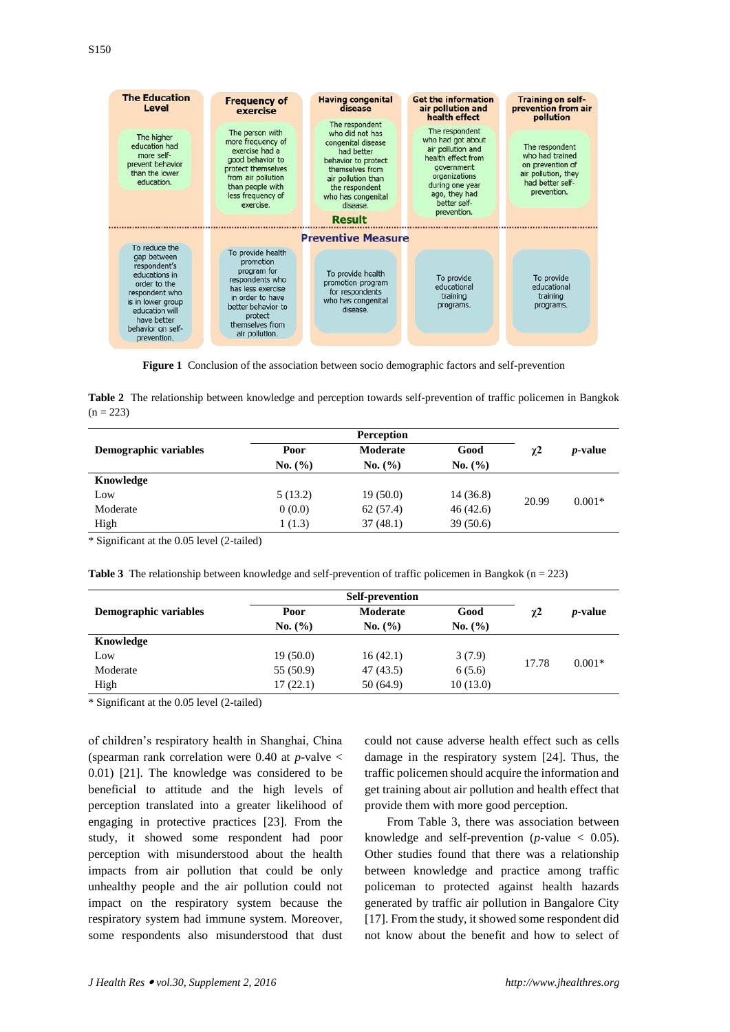| | The Education Level | Frequency of exercise | Having congenital disease | Get the information air pollution and health effect | Training on self-prevention from air pollution |
|---|---|---|---|---|---|
| **Result** | The higher education had more self-prevent behavior than the lower education. | The person with more frequency of exercise had a good behavior to protect themselves from air pollution than people with less frequency of exercise. | The respondent who did not has congenital disease had better behavior to protect themselves from air pollution than the respondent who has congenital disease. | The respondent who had got about air pollution and health effect from government organizations during one year ago, they had better self-prevention. | The respondent who had trained on prevention of air pollution, they had better self-prevention. |
| **Preventive Measure** | To reduce the gap between respondent's educations in order to the respondent who is in lower group education will have better behavior on self-prevention. | To provide health promotion program for respondents who has less exercise in order to have better behavior to protect themselves from air pollution. | To provide health promotion program for respondents who has congenital disease. | To provide educational training programs. | To provide educational training programs. |

**Figure 1** Conclusion of the association between socio demographic factors and self-prevention

**Table 2** The relationship between knowledge and perception towards self-prevention of traffic policemen in Bangkok (n = 223)

| Demographic variables | Perception | | | $\chi 2$ | *p*-value |
|---|---|---|---|---|---|
| | Poor No. (%) | Moderate No. (%) | Good No. (%) | | |
| **Knowledge** | | | | | |
| Low | 5 (13.2) | 19 (50.0) | 14 (36.8) | 20.99 | 0.001* |
| Moderate | 0 (0.0) | 62 (57.4) | 46 (42.6) | | |
| High | 1 (1.3) | 37 (48.1) | 39 (50.6) | | |

\* Significant at the 0.05 level (2-tailed)

**Table 3** The relationship between knowledge and self-prevention of traffic policemen in Bangkok (n = 223)

| Demographic variables | Self-prevention | | | $\chi 2$ | *p*-value |
|---|---|---|---|---|---|
| | Poor No. (%) | Moderate No. (%) | Good No. (%) | | |
| **Knowledge** | | | | | |
| Low | 19 (50.0) | 16 (42.1) | 3 (7.9) | 17.78 | 0.001* |
| Moderate | 55 (50.9) | 47 (43.5) | 6 (5.6) | | |
| High | 17 (22.1) | 50 (64.9) | 10 (13.0) | | |

\* Significant at the 0.05 level (2-tailed)

of children's respiratory health in Shanghai, China (spearman rank correlation were 0.40 at *p*-value < 0.01) [21]. The knowledge was considered to be beneficial to attitude and the high levels of perception translated into a greater likelihood of engaging in protective practices [23]. From the study, it showed some respondent had poor perception with misunderstood about the health impacts from air pollution that could be only unhealthy people and the air pollution could not impact on the respiratory system because the respiratory system had immune system. Moreover, some respondents also misunderstood that dust could not cause adverse health effect such as cells damage in the respiratory system [24]. Thus, the traffic policemen should acquire the information and get training about air pollution and health effect that provide them with more good perception.

From Table 3, there was association between knowledge and self-prevention (*p*-value < 0.05). Other studies found that there was a relationship between knowledge and practice among traffic policeman to protected against health hazards generated by traffic air pollution in Bangalore City [17]. From the study, it showed some respondent did not know about the benefit and how to select of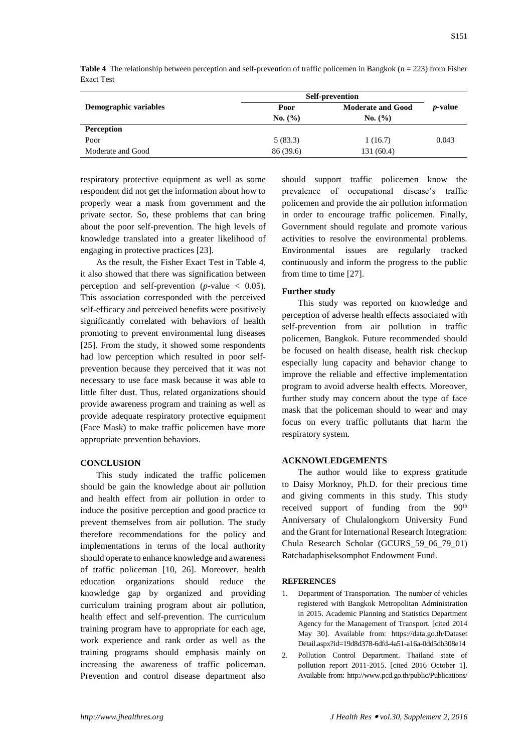**Table 4** The relationship between perception and self-prevention of traffic policemen in Bangkok (n = 223) from Fisher Exact Test

| Demographic variables | Self-prevention | | *p*-value |
|---|---|---|---|
| | Poor No. (%) | Moderate and Good No. (%) | |
| **Perception** | | | |
| Poor | 5 (83.3) | 1 (16.7) | 0.043 |
| Moderate and Good | 86 (39.6) | 131 (60.4) | |

respiratory protective equipment as well as some respondent did not get the information about how to properly wear a mask from government and the private sector. So, these problems that can bring about the poor self-prevention. The high levels of knowledge translated into a greater likelihood of engaging in protective practices [23].

As the result, the Fisher Exact Test in Table 4, it also showed that there was signification between perception and self-prevention ($p$-value $< 0.05$). This association corresponded with the perceived self-efficacy and perceived benefits were positively significantly correlated with behaviors of health promoting to prevent environmental lung diseases [25]. From the study, it showed some respondents had low perception which resulted in poor self-prevention because they perceived that it was not necessary to use face mask because it was able to little filter dust. Thus, related organizations should provide awareness program and training as well as provide adequate respiratory protective equipment (Face Mask) to make traffic policemen have more appropriate prevention behaviors.

## CONCLUSION

This study indicated the traffic policemen should be gain the knowledge about air pollution and health effect from air pollution in order to induce the positive perception and good practice to prevent themselves from air pollution. The study therefore recommendations for the policy and implementations in terms of the local authority should operate to enhance knowledge and awareness of traffic policeman [10, 26]. Moreover, health education organizations should reduce the knowledge gap by organized and providing curriculum training program about air pollution, health effect and self-prevention. The curriculum training program have to appropriate for each age, work experience and rank order as well as the training programs should emphasis mainly on increasing the awareness of traffic policeman. Prevention and control disease department also should support traffic policemen know the prevalence of occupational disease's traffic policemen and provide the air pollution information in order to encourage traffic policemen. Finally, Government should regulate and promote various activities to resolve the environmental problems. Environmental issues are regularly tracked continuously and inform the progress to the public from time to time [27].

### Further study

This study was reported on knowledge and perception of adverse health effects associated with self-prevention from air pollution in traffic policemen, Bangkok. Future recommended should be focused on health disease, health risk checkup especially lung capacity and behavior change to improve the reliable and effective implementation program to avoid adverse health effects. Moreover, further study may concern about the type of face mask that the policeman should to wear and may focus on every traffic pollutants that harm the respiratory system.

## ACKNOWLEDGEMENTS

The author would like to express gratitude to Daisy Morknoy, Ph.D. for their precious time and giving comments in this study. This study received support of funding from the 90th Anniversary of Chulalongkorn University Fund and the Grant for International Research Integration: Chula Research Scholar (GCURS_59_06_79_01) Ratchadaphiseksomphot Endowment Fund.

## REFERENCES

1. Department of Transportation. The number of vehicles registered with Bangkok Metropolitan Administration in 2015. Academic Planning and Statistics Department Agency for the Management of Transport. [cited 2014 May 30]. Available from: https://data.go.th/DatasetDetail.aspx?id=19d8d378-6dfd-4a51-a16a-0dd5db308e14
2. Pollution Control Department. Thailand state of pollution report 2011-2015. [cited 2016 October 1]. Available from: http://www.pcd.go.th/public/Publications/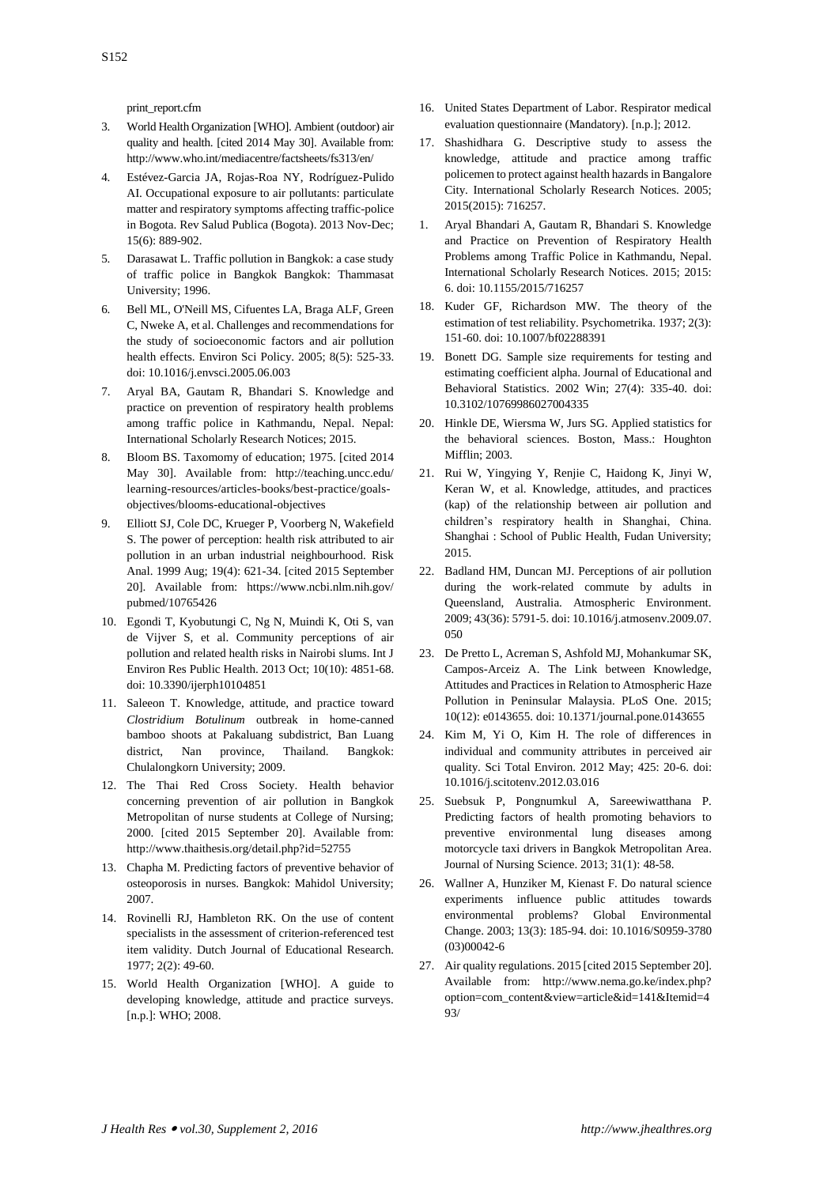print_report.cfm

3. World Health Organization [WHO]. Ambient (outdoor) air quality and health. [cited 2014 May 30]. Available from: http://www.who.int/mediacentre/factsheets/fs313/en/
4. Estévez-Garcia JA, Rojas-Roa NY, Rodríguez-Pulido AI. Occupational exposure to air pollutants: particulate matter and respiratory symptoms affecting traffic-police in Bogota. Rev Salud Publica (Bogota). 2013 Nov-Dec; 15(6): 889-902.
5. Darasawat L. Traffic pollution in Bangkok: a case study of traffic police in Bangkok Bangkok: Thammasat University; 1996.
6. Bell ML, O'Neill MS, Cifuentes LA, Braga ALF, Green C, Nweke A, et al. Challenges and recommendations for the study of socioeconomic factors and air pollution health effects. Environ Sci Policy. 2005; 8(5): 525-33. doi: 10.1016/j.envsci.2005.06.003
7. Aryal BA, Gautam R, Bhandari S. Knowledge and practice on prevention of respiratory health problems among traffic police in Kathmandu, Nepal. Nepal: International Scholarly Research Notices; 2015.
8. Bloom BS. Taxomomy of education; 1975. [cited 2014 May 30]. Available from: http://teaching.uncc.edu/learning-resources/articles-books/best-practice/goals-objectives/blooms-educational-objectives
9. Elliott SJ, Cole DC, Krueger P, Voorberg N, Wakefield S. The power of perception: health risk attributed to air pollution in an urban industrial neighbourhood. Risk Anal. 1999 Aug; 19(4): 621-34. [cited 2015 September 20]. Available from: https://www.ncbi.nlm.nih.gov/pubmed/10765426
10. Egondi T, Kyobutungi C, Ng N, Muindi K, Oti S, van de Vijver S, et al. Community perceptions of air pollution and related health risks in Nairobi slums. Int J Environ Res Public Health. 2013 Oct; 10(10): 4851-68. doi: 10.3390/ijerph10104851
11. Saleeon T. Knowledge, attitude, and practice toward *Clostridium Botulinum* outbreak in home-canned bamboo shoots at Pakaluang subdistrict, Ban Luang district, Nan province, Thailand. Bangkok: Chulalongkorn University; 2009.
12. The Thai Red Cross Society. Health behavior concerning prevention of air pollution in Bangkok Metropolitan of nurse students at College of Nursing; 2000. [cited 2015 September 20]. Available from: http://www.thaithesis.org/detail.php?id=52755
13. Chapha M. Predicting factors of preventive behavior of osteoporosis in nurses. Bangkok: Mahidol University; 2007.
14. Rovinelli RJ, Hambleton RK. On the use of content specialists in the assessment of criterion-referenced test item validity. Dutch Journal of Educational Research. 1977; 2(2): 49-60.
15. World Health Organization [WHO]. A guide to developing knowledge, attitude and practice surveys. [n.p.]: WHO; 2008.
16. United States Department of Labor. Respirator medical evaluation questionnaire (Mandatory). [n.p.]; 2012.
17. Shashidhara G. Descriptive study to assess the knowledge, attitude and practice among traffic policemen to protect against health hazards in Bangalore City. International Scholarly Research Notices. 2005; 2015(2015): 716257.
1. Aryal Bhandari A, Gautam R, Bhandari S. Knowledge and Practice on Prevention of Respiratory Health Problems among Traffic Police in Kathmandu, Nepal. International Scholarly Research Notices. 2015; 2015: 6. doi: 10.1155/2015/716257
18. Kuder GF, Richardson MW. The theory of the estimation of test reliability. Psychometrika. 1937; 2(3): 151-60. doi: 10.1007/bf02288391
19. Bonett DG. Sample size requirements for testing and estimating coefficient alpha. Journal of Educational and Behavioral Statistics. 2002 Win; 27(4): 335-40. doi: 10.3102/10769986027004335
20. Hinkle DE, Wiersma W, Jurs SG. Applied statistics for the behavioral sciences. Boston, Mass.: Houghton Mifflin; 2003.
21. Rui W, Yingying Y, Renjie C, Haidong K, Jinyi W, Keran W, et al. Knowledge, attitudes, and practices (kap) of the relationship between air pollution and children's respiratory health in Shanghai, China. Shanghai : School of Public Health, Fudan University; 2015.
22. Badland HM, Duncan MJ. Perceptions of air pollution during the work-related commute by adults in Queensland, Australia. Atmospheric Environment. 2009; 43(36): 5791-5. doi: 10.1016/j.atmosenv.2009.07.050
23. De Pretto L, Acreman S, Ashfold MJ, Mohankumar SK, Campos-Arceiz A. The Link between Knowledge, Attitudes and Practices in Relation to Atmospheric Haze Pollution in Peninsular Malaysia. PLoS One. 2015; 10(12): e0143655. doi: 10.1371/journal.pone.0143655
24. Kim M, Yi O, Kim H. The role of differences in individual and community attributes in perceived air quality. Sci Total Environ. 2012 May; 425: 20-6. doi: 10.1016/j.scitotenv.2012.03.016
25. Suebsuk P, Pongnumkul A, Sareewiwatthana P. Predicting factors of health promoting behaviors to preventive environmental lung diseases among motorcycle taxi drivers in Bangkok Metropolitan Area. Journal of Nursing Science. 2013; 31(1): 48-58.
26. Wallner A, Hunziker M, Kienast F. Do natural science experiments influence public attitudes towards environmental problems? Global Environmental Change. 2003; 13(3): 185-94. doi: 10.1016/S0959-3780(03)00042-6
27. Air quality regulations. 2015 [cited 2015 September 20]. Available from: http://www.nema.go.ke/index.php?option=com_content&view=article&id=141&Itemid=493/